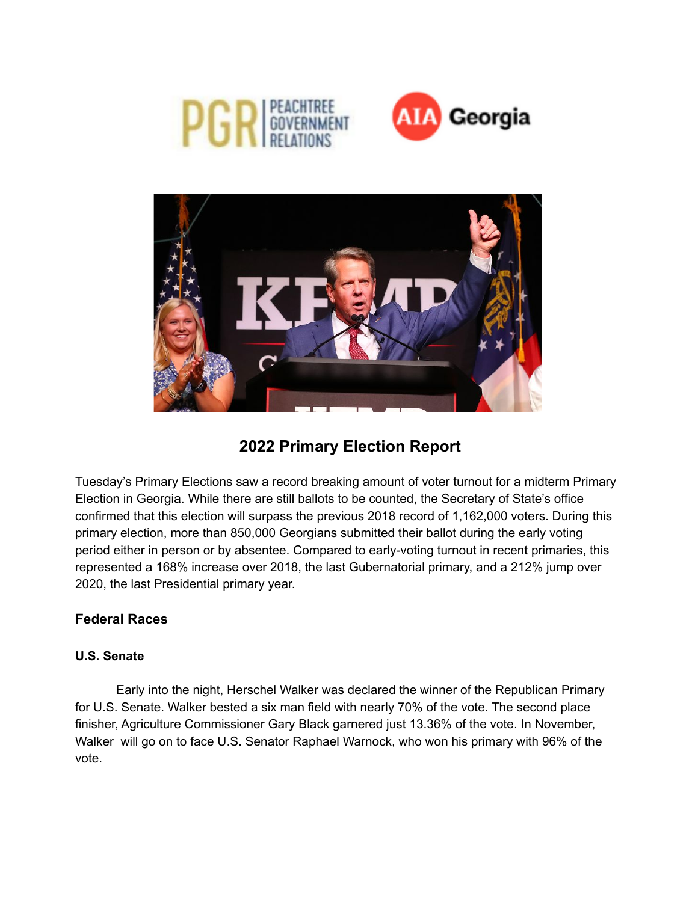# 2022 Primary Election Report

Tuesday's Primary Elections saw a record breaking amount of voter turnout for a midterm Primary Election in Georgia. While there are still ballots to be counted, the Secretary of State's office confirmed that this election will surpass the previous 2018 record of 1,162,000 voters. During this primary election, more than 850,000 Georgians submitted their ballot during the early voting period either in person or by absentee. Compared to early-voting turnout in recent primaries, this represented a 168% increase over 2018, the last Gubernatorial primary, and a 212% jump over 2020, the last Presidential primary year.

## Federal Races

### U.S. Senate

Early into the night, Herschel Walker was declared the winner of the Republican Primary for U.S. Senate. Walker bested a six man field with nearly 70% of the vote. The second place finisher, Agriculture Commissioner Gary Black garnered just 13.36% of the vote. In November, Walker will go on to face U.S. Senator Raphael Warnock, who won his primary with 96% of the vote.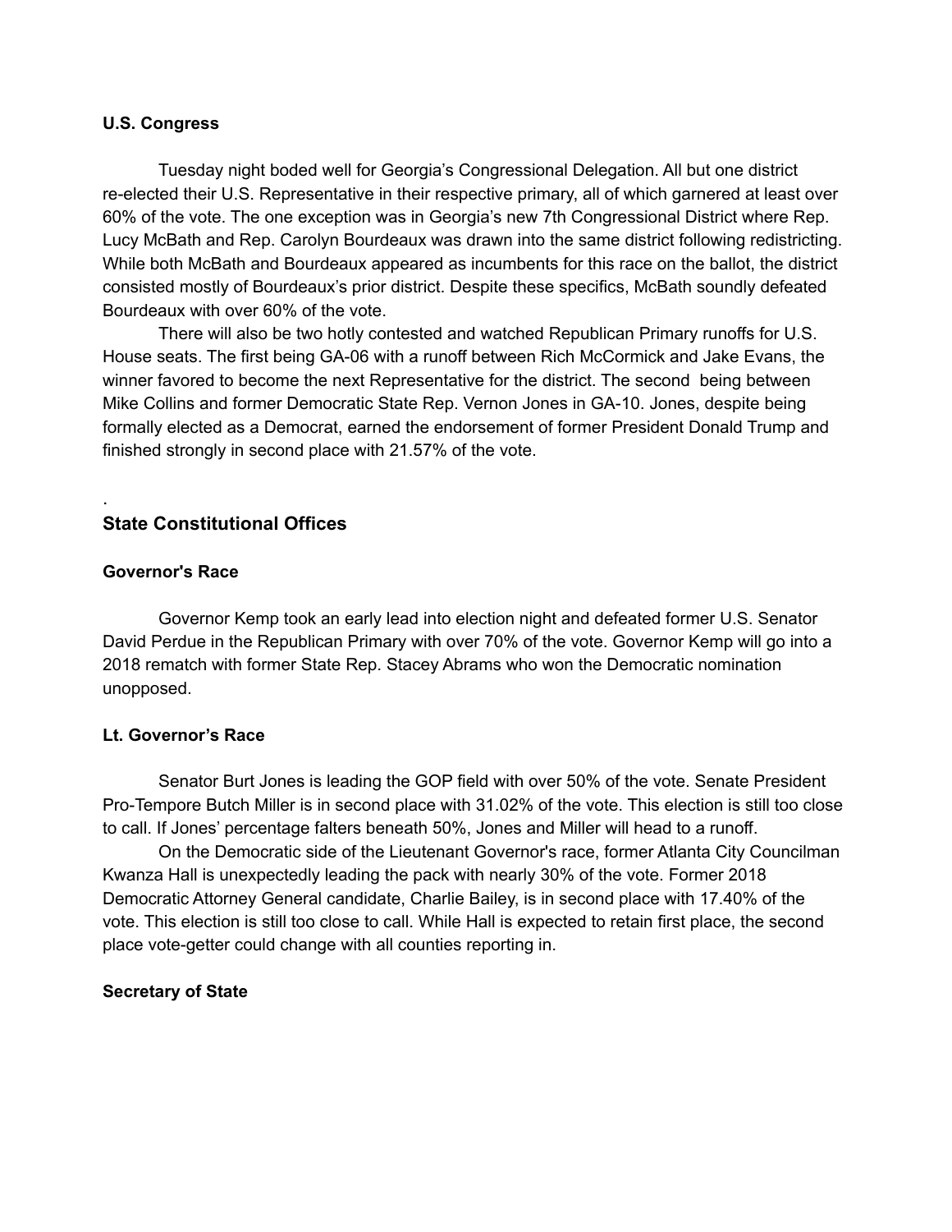### U.S. Congress

Tuesday night boded well for Georgia's Congressional Delegation. All but one district re-elected their U.S. Representative in their respective primary, all of which garnered at least over 60% of the vote. The one exception was in Georgia's new 7th Congressional District where Rep. Lucy McBath and Rep. Carolyn Bourdeaux was drawn into the same district following redistricting. While both McBath and Bourdeaux appeared as incumbents for this race on the ballot, the district consisted mostly of Bourdeaux's prior district. Despite these specifics, McBath soundly defeated Bourdeaux with over 60% of the vote.

There will also be two hotly contested and watched Republican Primary runoffs for U.S. House seats. The first being GA-06 with a runoff between Rich McCormick and Jake Evans, the winner favored to become the next Representative for the district. The second being between Mike Collins and former Democratic State Rep. Vernon Jones in GA-10. Jones, despite being formally elected as a Democrat, earned the endorsement of former President Donald Trump and finished strongly in second place with 21.57% of the vote.

.

## State Constitutional Offices

### Governor's Race

Governor Kemp took an early lead into election night and defeated former U.S. Senator David Perdue in the Republican Primary with over 70% of the vote. Governor Kemp will go into a 2018 rematch with former State Rep. Stacey Abrams who won the Democratic nomination unopposed.

### Lt. Governor's Race

Senator Burt Jones is leading the GOP field with over 50% of the vote. Senate President Pro-Tempore Butch Miller is in second place with 31.02% of the vote. This election is still too close to call. If Jones' percentage falters beneath 50%, Jones and Miller will head to a runoff.

On the Democratic side of the Lieutenant Governor's race, former Atlanta City Councilman Kwanza Hall is unexpectedly leading the pack with nearly 30% of the vote. Former 2018 Democratic Attorney General candidate, Charlie Bailey, is in second place with 17.40% of the vote. This election is still too close to call. While Hall is expected to retain first place, the second place vote-getter could change with all counties reporting in.

### Secretary of State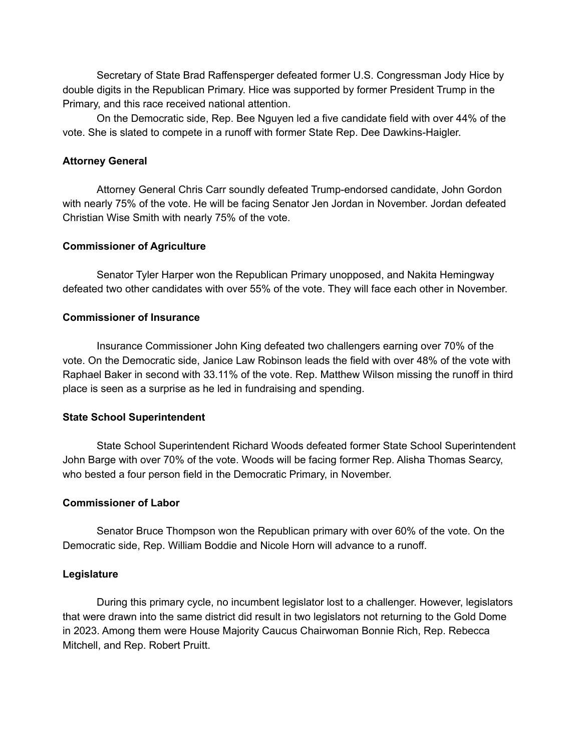Secretary of State Brad Raffensperger defeated former U.S. Congressman Jody Hice by double digits in the Republican Primary. Hice was supported by former President Trump in the Primary, and this race received national attention.

On the Democratic side, Rep. Bee Nguyen led a five candidate field with over 44% of the vote. She is slated to compete in a runoff with former State Rep. Dee Dawkins-Haigler.

**Attorney General**

Attorney General Chris Carr soundly defeated Trump-endorsed candidate, John Gordon with nearly 75% of the vote. He will be facing Senator Jen Jordan in November. Jordan defeated Christian Wise Smith with nearly 75% of the vote.

**Commissioner of Agriculture**

Senator Tyler Harper won the Republican Primary unopposed, and Nakita Hemingway defeated two other candidates with over 55% of the vote. They will face each other in November.

**Commissioner of Insurance**

Insurance Commissioner John King defeated two challengers earning over 70% of the vote. On the Democratic side, Janice Law Robinson leads the field with over 48% of the vote with Raphael Baker in second with 33.11% of the vote. Rep. Matthew Wilson missing the runoff in third place is seen as a surprise as he led in fundraising and spending.

**State School Superintendent**

State School Superintendent Richard Woods defeated former State School Superintendent John Barge with over 70% of the vote. Woods will be facing former Rep. Alisha Thomas Searcy, who bested a four person field in the Democratic Primary, in November.

**Commissioner of Labor**

Senator Bruce Thompson won the Republican primary with over 60% of the vote. On the Democratic side, Rep. William Boddie and Nicole Horn will advance to a runoff.

**Legislature**

During this primary cycle, no incumbent legislator lost to a challenger. However, legislators that were drawn into the same district did result in two legislators not returning to the Gold Dome in 2023. Among them were House Majority Caucus Chairwoman Bonnie Rich, Rep. Rebecca Mitchell, and Rep. Robert Pruitt.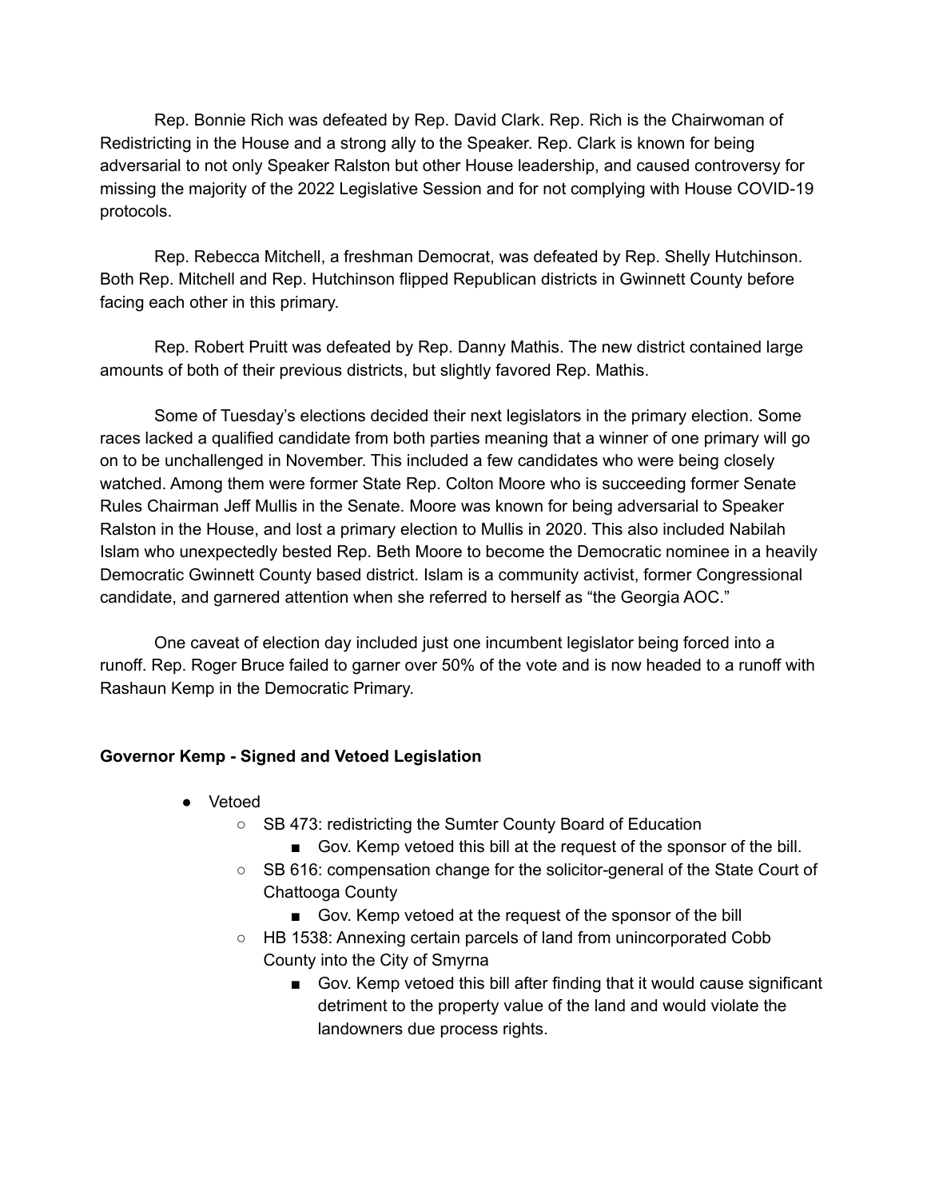Rep. Bonnie Rich was defeated by Rep. David Clark. Rep. Rich is the Chairwoman of Redistricting in the House and a strong ally to the Speaker. Rep. Clark is known for being adversarial to not only Speaker Ralston but other House leadership, and caused controversy for missing the majority of the 2022 Legislative Session and for not complying with House COVID-19 protocols.

Rep. Rebecca Mitchell, a freshman Democrat, was defeated by Rep. Shelly Hutchinson. Both Rep. Mitchell and Rep. Hutchinson flipped Republican districts in Gwinnett County before facing each other in this primary.

Rep. Robert Pruitt was defeated by Rep. Danny Mathis. The new district contained large amounts of both of their previous districts, but slightly favored Rep. Mathis.

Some of Tuesday's elections decided their next legislators in the primary election. Some races lacked a qualified candidate from both parties meaning that a winner of one primary will go on to be unchallenged in November. This included a few candidates who were being closely watched. Among them were former State Rep. Colton Moore who is succeeding former Senate Rules Chairman Jeff Mullis in the Senate. Moore was known for being adversarial to Speaker Ralston in the House, and lost a primary election to Mullis in 2020. This also included Nabilah Islam who unexpectedly bested Rep. Beth Moore to become the Democratic nominee in a heavily Democratic Gwinnett County based district. Islam is a community activist, former Congressional candidate, and garnered attention when she referred to herself as "the Georgia AOC."

One caveat of election day included just one incumbent legislator being forced into a runoff. Rep. Roger Bruce failed to garner over 50% of the vote and is now headed to a runoff with Rashaun Kemp in the Democratic Primary.

**Governor Kemp - Signed and Vetoed Legislation**

- Vetoed
  - SB 473: redistricting the Sumter County Board of Education
    - Gov. Kemp vetoed this bill at the request of the sponsor of the bill.
  - SB 616: compensation change for the solicitor-general of the State Court of Chattooga County
    - Gov. Kemp vetoed at the request of the sponsor of the bill
  - HB 1538: Annexing certain parcels of land from unincorporated Cobb County into the City of Smyrna
    - Gov. Kemp vetoed this bill after finding that it would cause significant detriment to the property value of the land and would violate the landowners due process rights.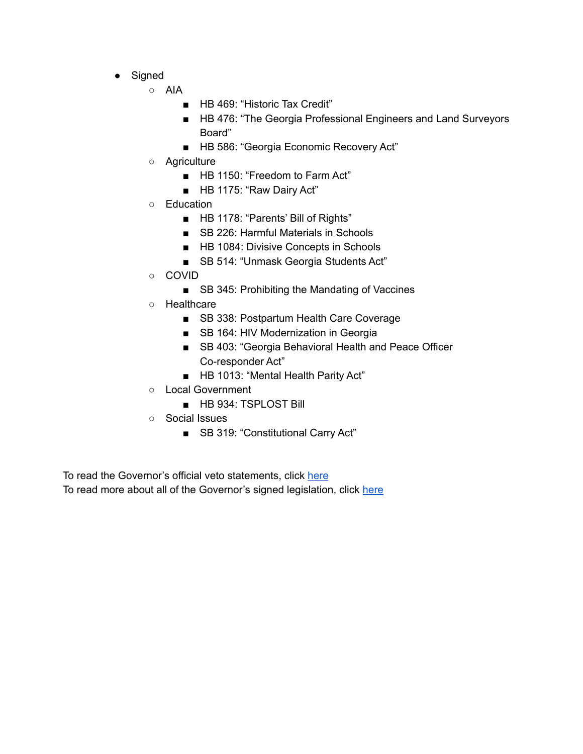- Signed
    - AIA
        - HB 469: “Historic Tax Credit”
        - HB 476: “The Georgia Professional Engineers and Land Surveyors Board”
        - HB 586: “Georgia Economic Recovery Act”
    - Agriculture
        - HB 1150: “Freedom to Farm Act”
        - HB 1175: “Raw Dairy Act”
    - Education
        - HB 1178: “Parents’ Bill of Rights”
        - SB 226: Harmful Materials in Schools
        - HB 1084: Divisive Concepts in Schools
        - SB 514: “Unmask Georgia Students Act”
    - COVID
        - SB 345: Prohibiting the Mandating of Vaccines
    - Healthcare
        - SB 338: Postpartum Health Care Coverage
        - SB 164: HIV Modernization in Georgia
        - SB 403: “Georgia Behavioral Health and Peace Officer Co-responder Act”
        - HB 1013: “Mental Health Parity Act”
    - Local Government
        - HB 934: TSPLOST Bill
    - Social Issues
        - SB 319: “Constitutional Carry Act”

To read the Governor’s official veto statements, click here
To read more about all of the Governor’s signed legislation, click here